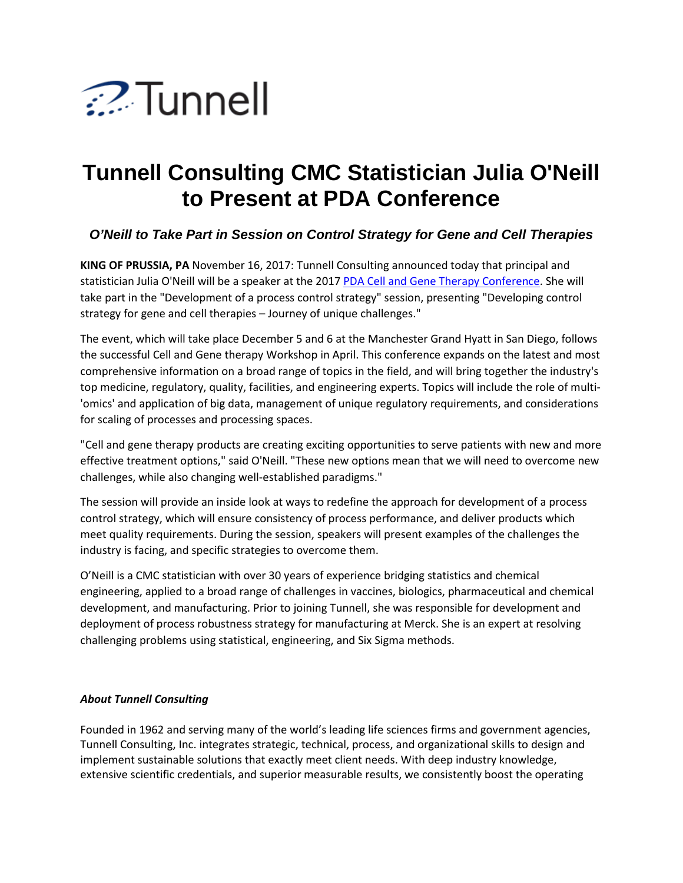Tunnell

# Tunnell Consulting CMC Statistician Julia O'Neill to Present at PDA Conference

### *O'Neill to Take Part in Session on Control Strategy for Gene and Cell Therapies*

**KING OF PRUSSIA, PA** November 16, 2017: Tunnell Consulting announced today that principal and statistician Julia O'Neill will be a speaker at the 2017 PDA Cell and Gene Therapy Conference. She will take part in the "Development of a process control strategy" session, presenting "Developing control strategy for gene and cell therapies – Journey of unique challenges."

The event, which will take place December 5 and 6 at the Manchester Grand Hyatt in San Diego, follows the successful Cell and Gene therapy Workshop in April. This conference expands on the latest and most comprehensive information on a broad range of topics in the field, and will bring together the industry's top medicine, regulatory, quality, facilities, and engineering experts. Topics will include the role of multi-'omics' and application of big data, management of unique regulatory requirements, and considerations for scaling of processes and processing spaces.

"Cell and gene therapy products are creating exciting opportunities to serve patients with new and more effective treatment options," said O'Neill. "These new options mean that we will need to overcome new challenges, while also changing well-established paradigms."

The session will provide an inside look at ways to redefine the approach for development of a process control strategy, which will ensure consistency of process performance, and deliver products which meet quality requirements. During the session, speakers will present examples of the challenges the industry is facing, and specific strategies to overcome them.

O'Neill is a CMC statistician with over 30 years of experience bridging statistics and chemical engineering, applied to a broad range of challenges in vaccines, biologics, pharmaceutical and chemical development, and manufacturing. Prior to joining Tunnell, she was responsible for development and deployment of process robustness strategy for manufacturing at Merck. She is an expert at resolving challenging problems using statistical, engineering, and Six Sigma methods.

***About Tunnell Consulting***

Founded in 1962 and serving many of the world's leading life sciences firms and government agencies, Tunnell Consulting, Inc. integrates strategic, technical, process, and organizational skills to design and implement sustainable solutions that exactly meet client needs. With deep industry knowledge, extensive scientific credentials, and superior measurable results, we consistently boost the operating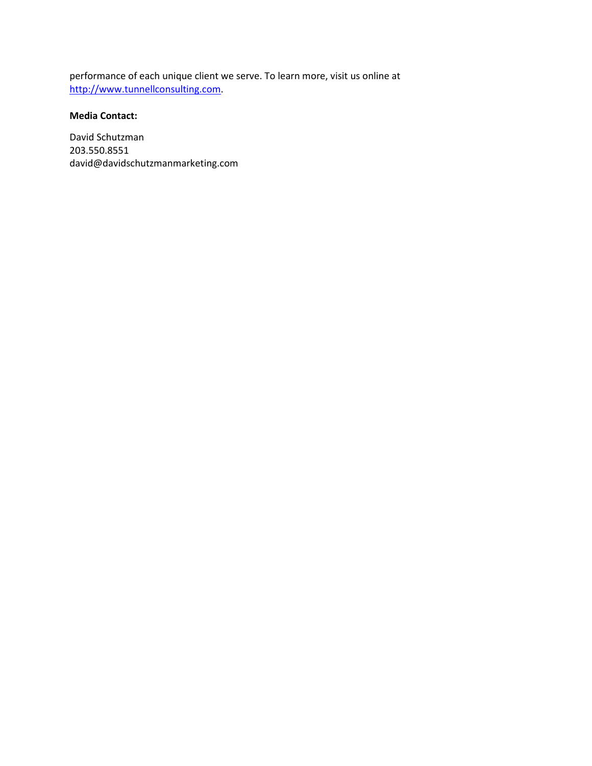performance of each unique client we serve. To learn more, visit us online at [http://www.tunnellconsulting.com](http://www.tunnellconsulting.com).

**Media Contact:**

David Schutzman
203.550.8551
david@davidschutzmanmarketing.com